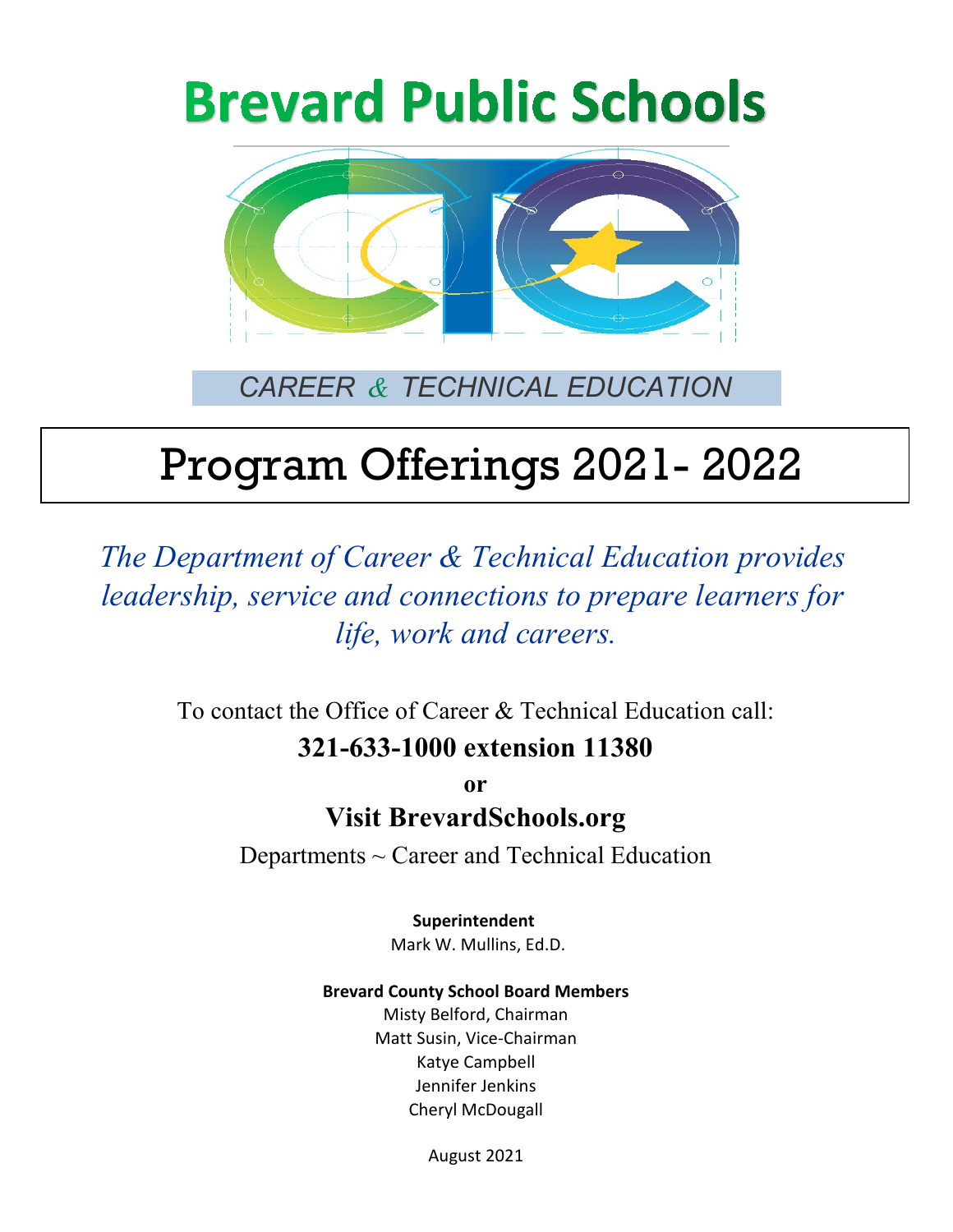# Brevard Public Schools

CAREER & TECHNICAL EDUCATION

# Program Offerings 2021- 2022

*The Department of Career & Technical Education provides leadership, service and connections to prepare learners for life, work and careers.*

To contact the Office of Career & Technical Education call:

**321-633-1000 extension 11380**

**or**

**Visit BrevardSchools.org**

Departments ~ Career and Technical Education

**Superintendent**
Mark W. Mullins, Ed.D.

**Brevard County School Board Members**
Misty Belford, Chairman
Matt Susin, Vice-Chairman
Katye Campbell
Jennifer Jenkins
Cheryl McDougall

August 2021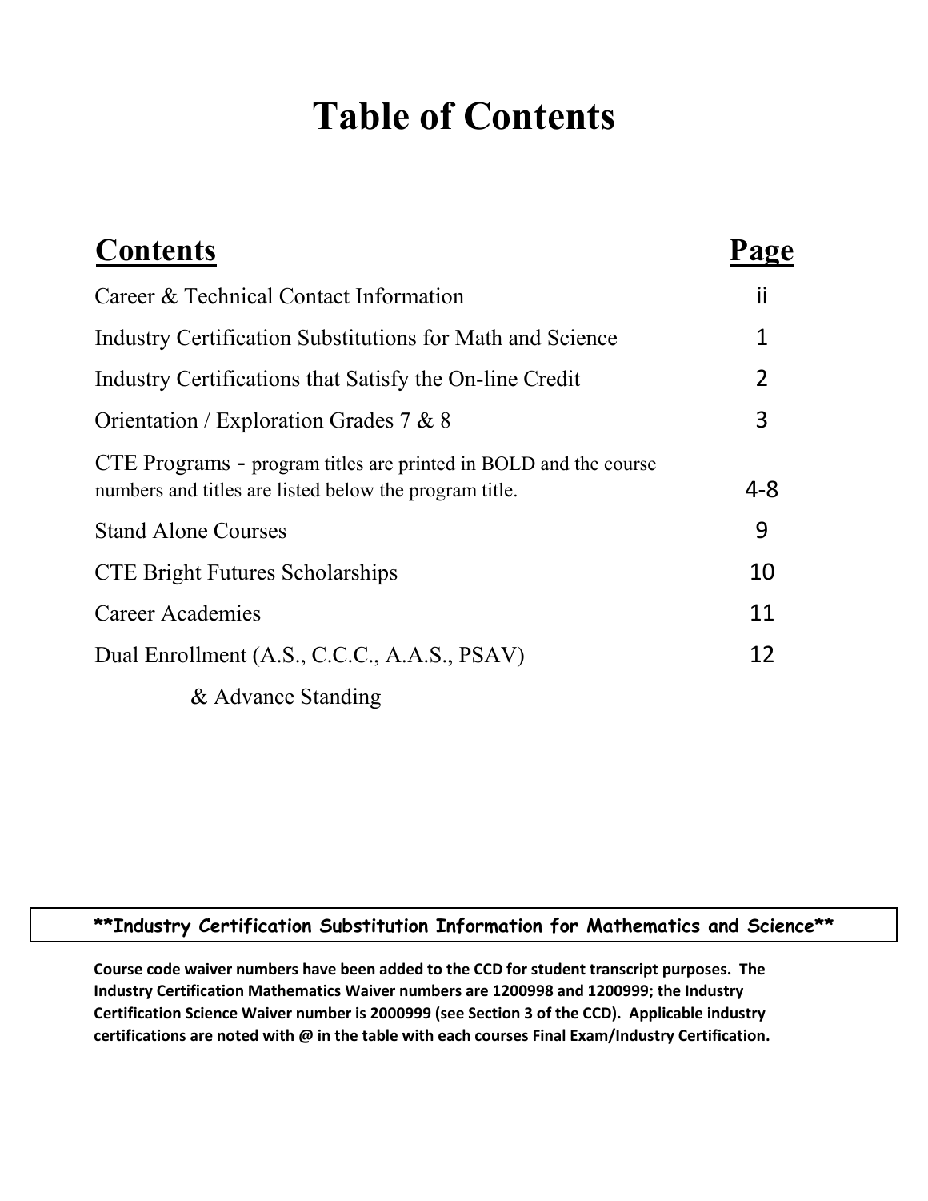# Table of Contents

| Contents | Page |
| --- | --- |
| Career & Technical Contact Information | ii |
| Industry Certification Substitutions for Math and Science | 1 |
| Industry Certifications that Satisfy the On-line Credit | 2 |
| Orientation / Exploration Grades 7 & 8 | 3 |
| CTE Programs - program titles are printed in BOLD and the course numbers and titles are listed below the program title. | 4-8 |
| Stand Alone Courses | 9 |
| CTE Bright Futures Scholarships | 10 |
| Career Academies | 11 |
| Dual Enrollment (A.S., C.C.C., A.A.S., PSAV) & Advance Standing | 12 |

**\*\*Industry Certification Substitution Information for Mathematics and Science\*\***

**Course code waiver numbers have been added to the CCD for student transcript purposes. The Industry Certification Mathematics Waiver numbers are 1200998 and 1200999; the Industry Certification Science Waiver number is 2000999 (see Section 3 of the CCD). Applicable industry certifications are noted with @ in the table with each courses Final Exam/Industry Certification.**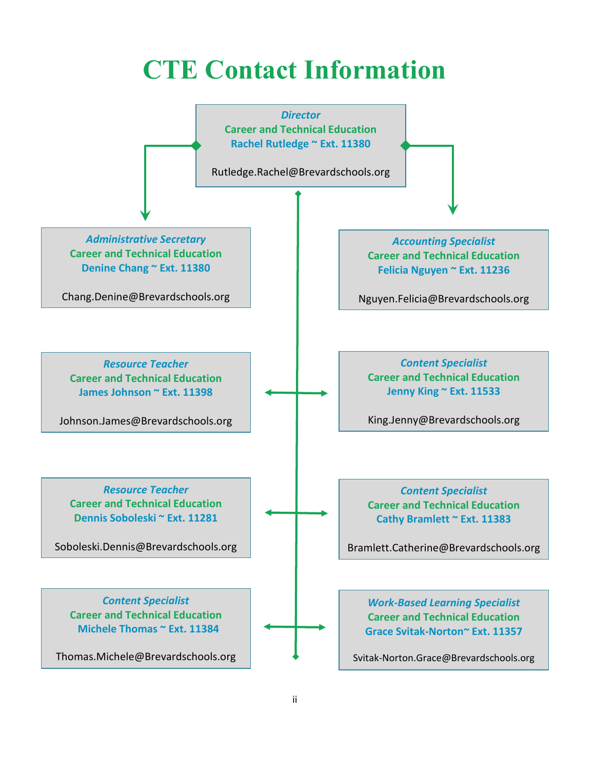# CTE Contact Information

***Director***
**Career and Technical Education**
**Rachel Rutledge ~ Ext. 11380**

Rutledge.Rachel@Brevardschools.org

***Administrative Secretary***
**Career and Technical Education**
**Denine Chang ~ Ext. 11380**

Chang.Denine@Brevardschools.org

***Accounting Specialist***
**Career and Technical Education**
**Felicia Nguyen ~ Ext. 11236**

Nguyen.Felicia@Brevardschools.org

***Resource Teacher***
**Career and Technical Education**
**James Johnson ~ Ext. 11398**

Johnson.James@Brevardschools.org

***Content Specialist***
**Career and Technical Education**
**Jenny King ~ Ext. 11533**

King.Jenny@Brevardschools.org

***Resource Teacher***
**Career and Technical Education**
**Dennis Soboleski ~ Ext. 11281**

Soboleski.Dennis@Brevardschools.org

***Content Specialist***
**Career and Technical Education**
**Cathy Bramlett ~ Ext. 11383**

Bramlett.Catherine@Brevardschools.org

***Content Specialist***
**Career and Technical Education**
**Michele Thomas ~ Ext. 11384**

Thomas.Michele@Brevardschools.org

***Work-Based Learning Specialist***
**Career and Technical Education**
**Grace Svitak-Norton~ Ext. 11357**

Svitak-Norton.Grace@Brevardschools.org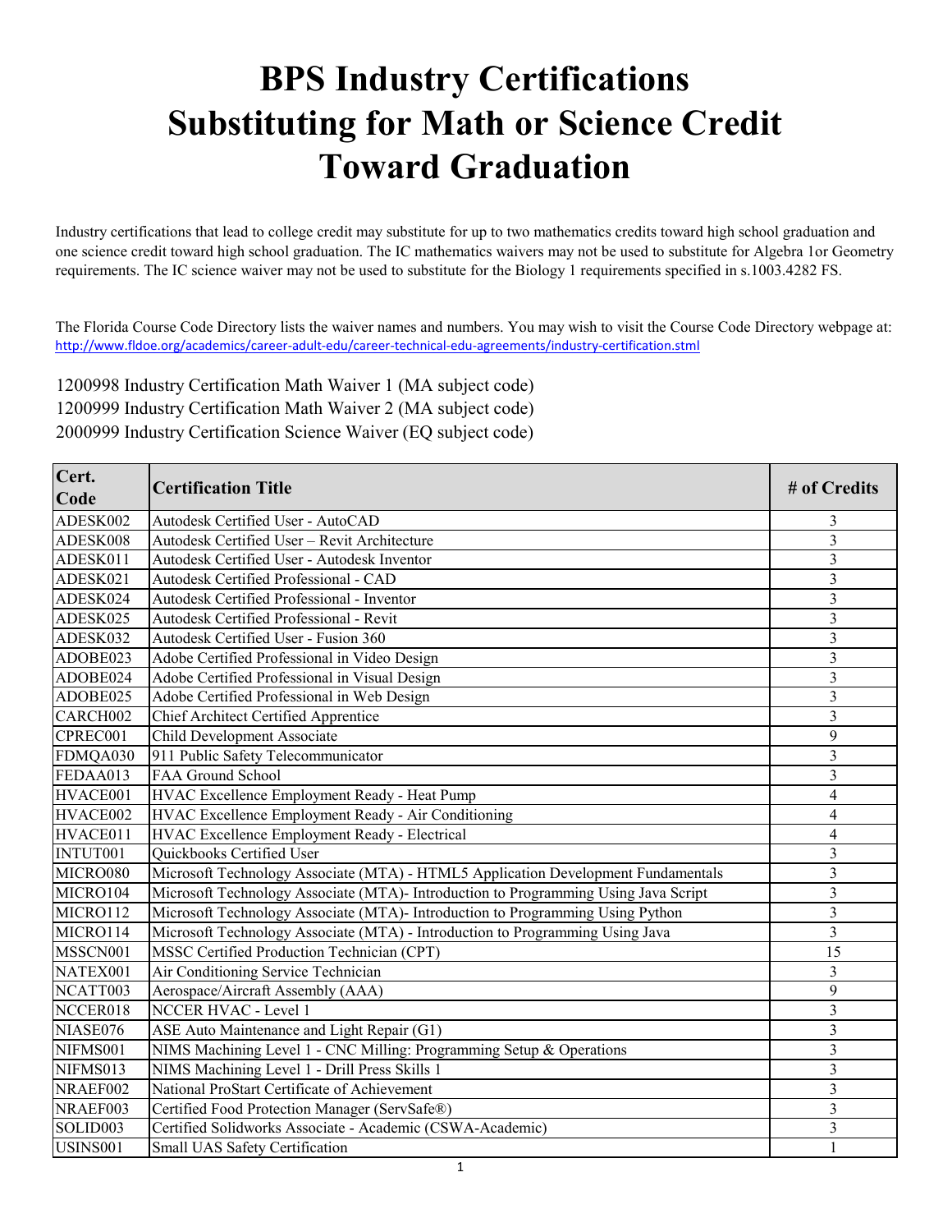# BPS Industry Certifications Substituting for Math or Science Credit Toward Graduation

Industry certifications that lead to college credit may substitute for up to two mathematics credits toward high school graduation and one science credit toward high school graduation. The IC mathematics waivers may not be used to substitute for Algebra 1or Geometry requirements. The IC science waiver may not be used to substitute for the Biology 1 requirements specified in s.1003.4282 FS.

The Florida Course Code Directory lists the waiver names and numbers. You may wish to visit the Course Code Directory webpage at: http://www.fldoe.org/academics/career-adult-edu/career-technical-edu-agreements/industry-certification.stml

1200998 Industry Certification Math Waiver 1 (MA subject code)
1200999 Industry Certification Math Waiver 2 (MA subject code)
2000999 Industry Certification Science Waiver (EQ subject code)

| Cert. Code | Certification Title | # of Credits |
|---|---|---|
| ADESK002 | Autodesk Certified User - AutoCAD | 3 |
| ADESK008 | Autodesk Certified User – Revit Architecture | 3 |
| ADESK011 | Autodesk Certified User - Autodesk Inventor | 3 |
| ADESK021 | Autodesk Certified Professional - CAD | 3 |
| ADESK024 | Autodesk Certified Professional - Inventor | 3 |
| ADESK025 | Autodesk Certified Professional - Revit | 3 |
| ADESK032 | Autodesk Certified User - Fusion 360 | 3 |
| ADOBE023 | Adobe Certified Professional in Video Design | 3 |
| ADOBE024 | Adobe Certified Professional in Visual Design | 3 |
| ADOBE025 | Adobe Certified Professional in Web Design | 3 |
| CARCH002 | Chief Architect Certified Apprentice | 3 |
| CPREC001 | Child Development Associate | 9 |
| FDMQA030 | 911 Public Safety Telecommunicator | 3 |
| FEDAA013 | FAA Ground School | 3 |
| HVACE001 | HVAC Excellence Employment Ready - Heat Pump | 4 |
| HVACE002 | HVAC Excellence Employment Ready - Air Conditioning | 4 |
| HVACE011 | HVAC Excellence Employment Ready - Electrical | 4 |
| INTUT001 | Quickbooks Certified User | 3 |
| MICRO080 | Microsoft Technology Associate (MTA) - HTML5 Application Development Fundamentals | 3 |
| MICRO104 | Microsoft Technology Associate (MTA)- Introduction to Programming Using Java Script | 3 |
| MICRO112 | Microsoft Technology Associate (MTA)- Introduction to Programming Using Python | 3 |
| MICRO114 | Microsoft Technology Associate (MTA) - Introduction to Programming Using Java | 3 |
| MSSCN001 | MSSC Certified Production Technician (CPT) | 15 |
| NATEX001 | Air Conditioning Service Technician | 3 |
| NCATT003 | Aerospace/Aircraft Assembly (AAA) | 9 |
| NCCER018 | NCCER HVAC - Level 1 | 3 |
| NIASE076 | ASE Auto Maintenance and Light Repair (G1) | 3 |
| NIFMS001 | NIMS Machining Level 1 - CNC Milling: Programming Setup & Operations | 3 |
| NIFMS013 | NIMS Machining Level 1 - Drill Press Skills 1 | 3 |
| NRAEF002 | National ProStart Certificate of Achievement | 3 |
| NRAEF003 | Certified Food Protection Manager (ServSafe®) | 3 |
| SOLID003 | Certified Solidworks Associate - Academic (CSWA-Academic) | 3 |
| USINS001 | Small UAS Safety Certification | 1 |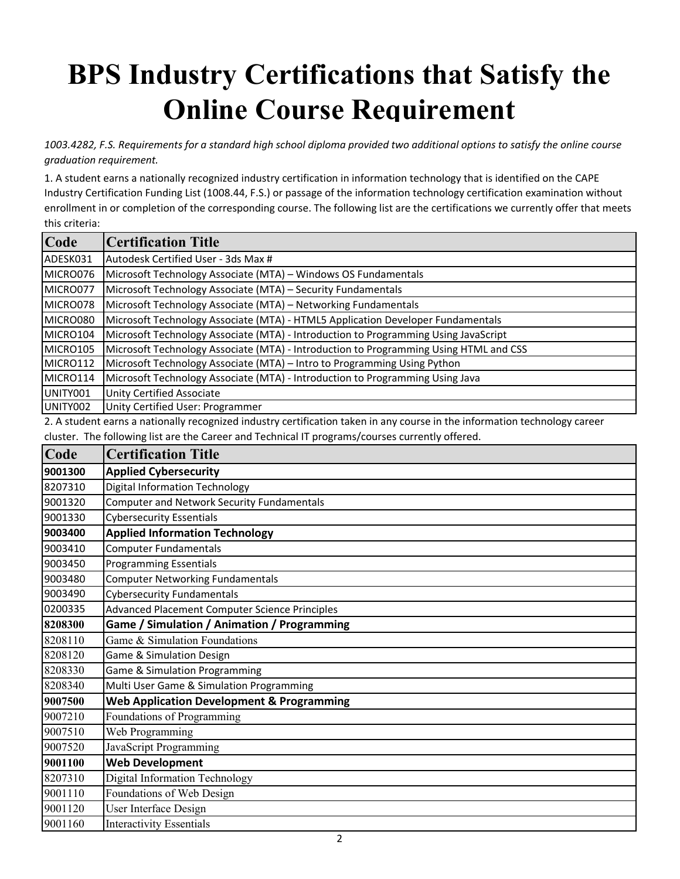# BPS Industry Certifications that Satisfy the Online Course Requirement

*1003.4282, F.S. Requirements for a standard high school diploma provided two additional options to satisfy the online course graduation requirement.*

1. A student earns a nationally recognized industry certification in information technology that is identified on the CAPE Industry Certification Funding List (1008.44, F.S.) or passage of the information technology certification examination without enrollment in or completion of the corresponding course. The following list are the certifications we currently offer that meets this criteria:

| Code | Certification Title |
|---|---|
| ADESK031 | Autodesk Certified User - 3ds Max # |
| MICRO076 | Microsoft Technology Associate (MTA) – Windows OS Fundamentals |
| MICRO077 | Microsoft Technology Associate (MTA) – Security Fundamentals |
| MICRO078 | Microsoft Technology Associate (MTA) – Networking Fundamentals |
| MICRO080 | Microsoft Technology Associate (MTA) - HTML5 Application Developer Fundamentals |
| MICRO104 | Microsoft Technology Associate (MTA) - Introduction to Programming Using JavaScript |
| MICRO105 | Microsoft Technology Associate (MTA) - Introduction to Programming Using HTML and CSS |
| MICRO112 | Microsoft Technology Associate (MTA) – Intro to Programming Using Python |
| MICRO114 | Microsoft Technology Associate (MTA) - Introduction to Programming Using Java |
| UNITY001 | Unity Certified Associate |
| UNITY002 | Unity Certified User: Programmer |

2. A student earns a nationally recognized industry certification taken in any course in the information technology career cluster. The following list are the Career and Technical IT programs/courses currently offered.

| Code | Certification Title |
|---|---|
| **9001300** | **Applied Cybersecurity** |
| 8207310 | Digital Information Technology |
| 9001320 | Computer and Network Security Fundamentals |
| 9001330 | Cybersecurity Essentials |
| **9003400** | **Applied Information Technology** |
| 9003410 | Computer Fundamentals |
| 9003450 | Programming Essentials |
| 9003480 | Computer Networking Fundamentals |
| 9003490 | Cybersecurity Fundamentals |
| 0200335 | Advanced Placement Computer Science Principles |
| **8208300** | **Game / Simulation / Animation / Programming** |
| 8208110 | Game & Simulation Foundations |
| 8208120 | Game & Simulation Design |
| 8208330 | Game & Simulation Programming |
| 8208340 | Multi User Game & Simulation Programming |
| **9007500** | **Web Application Development & Programming** |
| 9007210 | Foundations of Programming |
| 9007510 | Web Programming |
| 9007520 | JavaScript Programming |
| **9001100** | **Web Development** |
| 8207310 | Digital Information Technology |
| 9001110 | Foundations of Web Design |
| 9001120 | User Interface Design |
| 9001160 | Interactivity Essentials |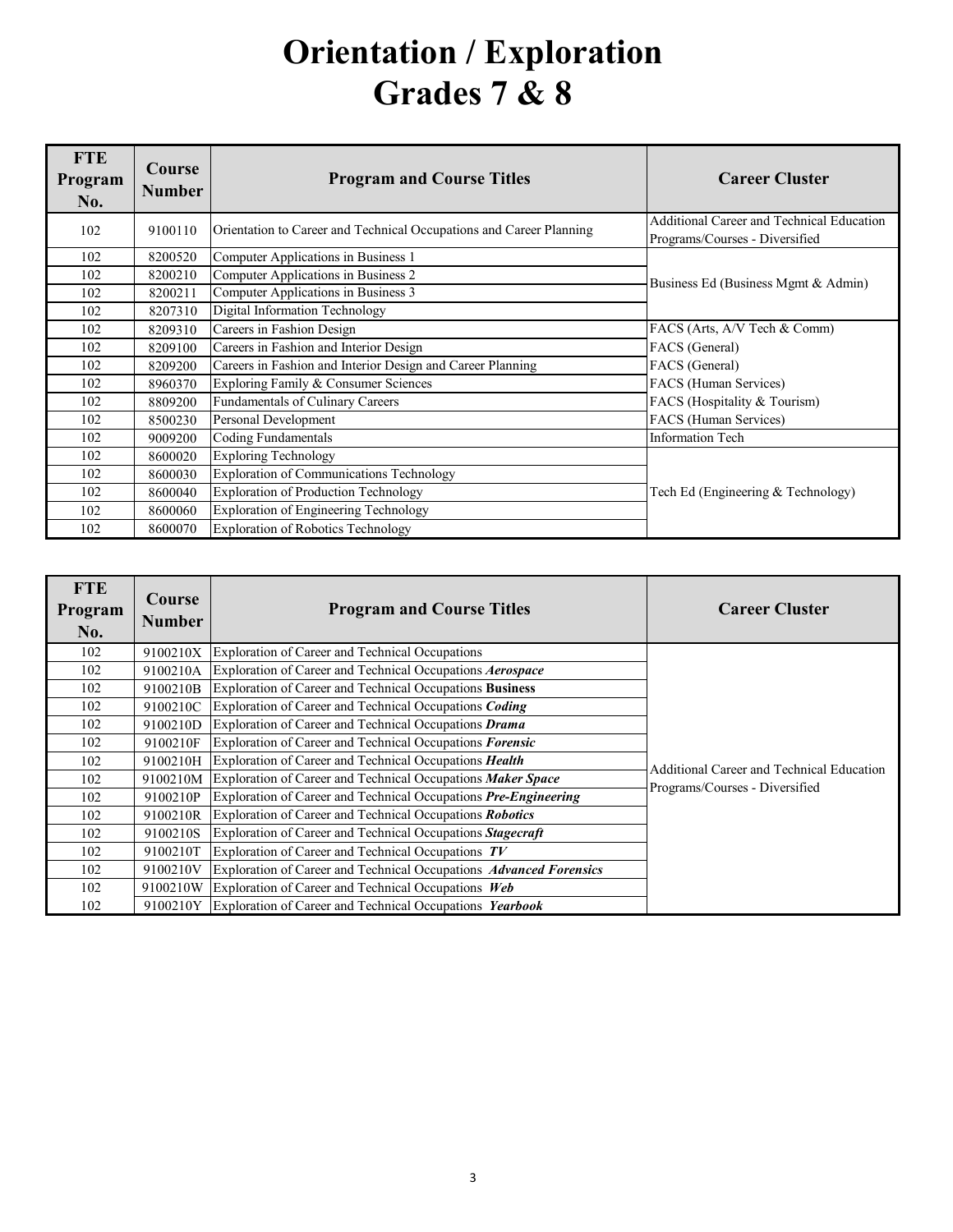# Orientation / Exploration
# Grades 7 & 8

| FTE Program No. | Course Number | Program and Course Titles | Career Cluster |
|---|---|---|---|
| 102 | 9100110 | Orientation to Career and Technical Occupations and Career Planning | Additional Career and Technical Education Programs/Courses - Diversified |
| 102 | 8200520 | Computer Applications in Business 1 | Business Ed (Business Mgmt & Admin) |
| 102 | 8200210 | Computer Applications in Business 2 | |
| 102 | 8200211 | Computer Applications in Business 3 | |
| 102 | 8207310 | Digital Information Technology | |
| 102 | 8209310 | Careers in Fashion Design | FACS (Arts, A/V Tech & Comm) |
| 102 | 8209100 | Careers in Fashion and Interior Design | FACS (General) |
| 102 | 8209200 | Careers in Fashion and Interior Design and Career Planning | FACS (General) |
| 102 | 8960370 | Exploring Family & Consumer Sciences | FACS (Human Services) |
| 102 | 8809200 | Fundamentals of Culinary Careers | FACS (Hospitality & Tourism) |
| 102 | 8500230 | Personal Development | FACS (Human Services) |
| 102 | 9009200 | Coding Fundamentals | Information Tech |
| 102 | 8600020 | Exploring Technology | Tech Ed (Engineering & Technology) |
| 102 | 8600030 | Exploration of Communications Technology | |
| 102 | 8600040 | Exploration of Production Technology | |
| 102 | 8600060 | Exploration of Engineering Technology | |
| 102 | 8600070 | Exploration of Robotics Technology | |

| FTE Program No. | Course Number | Program and Course Titles | Career Cluster |
|---|---|---|---|
| 102 | 9100210X | Exploration of Career and Technical Occupations | Additional Career and Technical Education Programs/Courses - Diversified |
| 102 | 9100210A | Exploration of Career and Technical Occupations ***Aerospace*** | |
| 102 | 9100210B | Exploration of Career and Technical Occupations **Business** | |
| 102 | 9100210C | Exploration of Career and Technical Occupations ***Coding*** | |
| 102 | 9100210D | Exploration of Career and Technical Occupations ***Drama*** | |
| 102 | 9100210F | Exploration of Career and Technical Occupations ***Forensic*** | |
| 102 | 9100210H | Exploration of Career and Technical Occupations ***Health*** | |
| 102 | 9100210M | Exploration of Career and Technical Occupations ***Maker Space*** | |
| 102 | 9100210P | Exploration of Career and Technical Occupations ***Pre-Engineering*** | |
| 102 | 9100210R | Exploration of Career and Technical Occupations ***Robotics*** | |
| 102 | 9100210S | Exploration of Career and Technical Occupations ***Stagecraft*** | |
| 102 | 9100210T | Exploration of Career and Technical Occupations ***TV*** | |
| 102 | 9100210V | Exploration of Career and Technical Occupations ***Advanced Forensics*** | |
| 102 | 9100210W | Exploration of Career and Technical Occupations ***Web*** | |
| 102 | 9100210Y | Exploration of Career and Technical Occupations ***Yearbook*** | |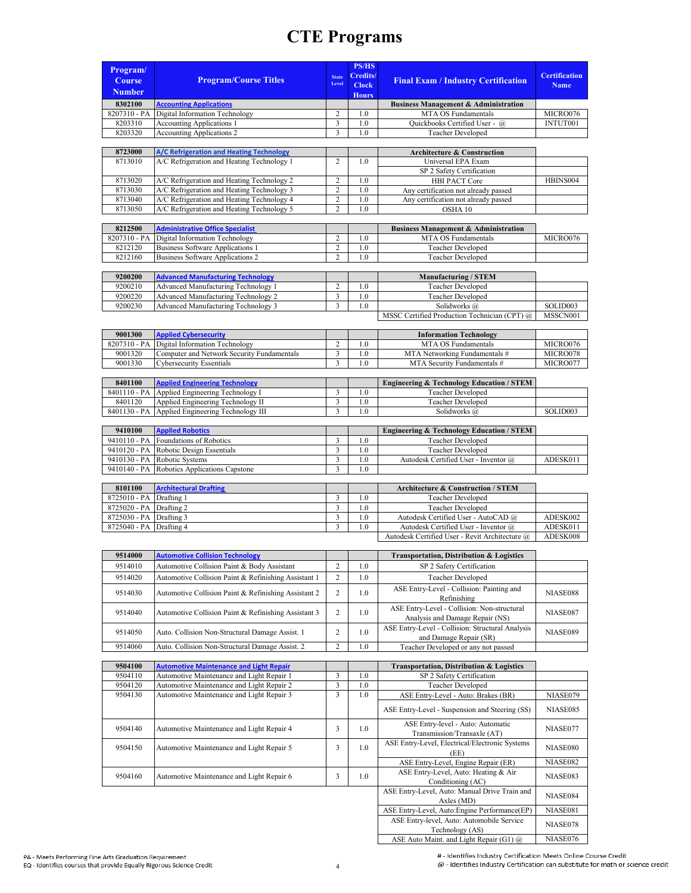# CTE Programs

| Program/ Course Number | Program/Course Titles | State Level | PS/HS Credits/ Clock Hours | Final Exam / Industry Certification | Certification Name |
|---|---|---|---|---|---|
| **8302100** | **Accounting Applications** | | | **Business Management & Administration** | |
| 8207310 - PA | Digital Information Technology | 2 | 1.0 | MTA OS Fundamentals | MICRO076 |
| 8203310 | Accounting Applications 1 | 3 | 1.0 | Quickbooks Certified User - @ | INTUT001 |
| 8203320 | Accounting Applications 2 | 3 | 1.0 | Teacher Developed | |
| | | | | | |
| **8723000** | **A/C Refrigeration and Heating Technology** | | | **Architecture & Construction** | |
| 8713010 | A/C Refrigeration and Heating Technology 1 | 2 | 1.0 | Universal EPA Exam | |
| | | | | SP 2 Safety Certification | |
| 8713020 | A/C Refrigeration and Heating Technology 2 | 2 | 1.0 | HBI PACT Core | HBINS004 |
| 8713030 | A/C Refrigeration and Heating Technology 3 | 2 | 1.0 | Any certification not already passed | |
| 8713040 | A/C Refrigeration and Heating Technology 4 | 2 | 1.0 | Any certification not already passed | |
| 8713050 | A/C Refrigeration and Heating Technology 5 | 2 | 1.0 | OSHA 10 | |
| | | | | | |
| **8212500** | **Administrative Office Specialist** | | | **Business Management & Administration** | |
| 8207310 - PA | Digital Information Technology | 2 | 1.0 | MTA OS Fundamentals | MICRO076 |
| 8212120 | Business Software Applications 1 | 2 | 1.0 | Teacher Developed | |
| 8212160 | Business Software Applications 2 | 2 | 1.0 | Teacher Developed | |
| | | | | | |
| **9200200** | **Advanced Manufacturing Technology** | | | **Manufacturing / STEM** | |
| 9200210 | Advanced Manufacturing Technology 1 | 2 | 1.0 | Teacher Developed | |
| 9200220 | Advanced Manufacturing Technology 2 | 3 | 1.0 | Teacher Developed | |
| 9200230 | Advanced Manufacturing Technology 3 | 3 | 1.0 | Solidworks @ | SOLID003 |
| | | | | MSSC Certified Production Technician (CPT) @ | MSSCN001 |
| | | | | | |
| **9001300** | **Applied Cybersecurity** | | | **Information Technology** | |
| 8207310 - PA | Digital Information Technology | 2 | 1.0 | MTA OS Fundamentals | MICRO076 |
| 9001320 | Computer and Network Security Fundamentals | 3 | 1.0 | MTA Networking Fundamentals # | MICRO078 |
| 9001330 | Cybersecurity Essentials | 3 | 1.0 | MTA Security Fundamentals # | MICRO077 |
| | | | | | |
| **8401100** | **Applied Engineering Technology** | | | **Engineering & Technology Education / STEM** | |
| 8401110 - PA | Applied Engineering Technology I | 3 | 1.0 | Teacher Developed | |
| 8401120 | Applied Engineering Technology II | 3 | 1.0 | Teacher Developed | |
| 8401130 - PA | Applied Engineering Technology III | 3 | 1.0 | Solidworks @ | SOLID003 |
| | | | | | |
| **9410100** | **Applied Robotics** | | | **Engineering & Technology Education / STEM** | |
| 9410110 - PA | Foundations of Robotics | 3 | 1.0 | Teacher Developed | |
| 9410120 - PA | Robotic Design Essentials | 3 | 1.0 | Teacher Developed | |
| 9410130 - PA | Robotic Systems | 3 | 1.0 | Autodesk Certified User - Inventor @ | ADESK011 |
| 9410140 - PA | Robotics Applications Capstone | 3 | 1.0 | | |
| | | | | | |
| **8101100** | **Architectural Drafting** | | | **Architecture & Construction / STEM** | |
| 8725010 - PA | Drafting 1 | 3 | 1.0 | Teacher Developed | |
| 8725020 - PA | Drafting 2 | 3 | 1.0 | Teacher Developed | |
| 8725030 - PA | Drafting 3 | 3 | 1.0 | Autodesk Certified User - AutoCAD @ | ADESK002 |
| 8725040 - PA | Drafting 4 | 3 | 1.0 | Autodesk Certified User - Inventor @ | ADESK011 |
| | | | | Autodesk Certified User - Revit Architecture @ | ADESK008 |
| | | | | | |
| **9514000** | **Automotive Collision Technology** | | | **Transportation, Distribution & Logistics** | |
| 9514010 | Automotive Collision Paint & Body Assistant | 2 | 1.0 | SP 2 Safety Certification | |
| 9514020 | Automotive Collision Paint & Refinishing Assistant 1 | 2 | 1.0 | Teacher Developed | |
| 9514030 | Automotive Collision Paint & Refinishing Assistant 2 | 2 | 1.0 | ASE Entry-Level - Collision: Painting and Refinishing | NIASE088 |
| 9514040 | Automotive Collision Paint & Refinishing Assistant 3 | 2 | 1.0 | ASE Entry-Level - Collision: Non-structural Analysis and Damage Repair (NS) | NIASE087 |
| 9514050 | Auto. Collision Non-Structural Damage Assist. 1 | 2 | 1.0 | ASE Entry-Level - Collision: Structural Analysis and Damage Repair (SR) | NIASE089 |
| 9514060 | Auto. Collision Non-Structural Damage Assist. 2 | 2 | 1.0 | Teacher Developed or any not passed | |
| | | | | | |
| **9504100** | **Automotive Maintenance and Light Repair** | | | **Transportation, Distribution & Logistics** | |
| 9504110 | Automotive Maintenance and Light Repair 1 | 3 | 1.0 | SP 2 Safety Certification | |
| 9504120 | Automotive Maintenance and Light Repair 2 | 3 | 1.0 | Teacher Developed | |
| 9504130 | Automotive Maintenance and Light Repair 3 | 3 | 1.0 | ASE Entry-Level - Auto: Brakes (BR) | NIASE079 |
| | | | | ASE Entry-Level - Suspension and Steering (SS) | NIASE085 |
| 9504140 | Automotive Maintenance and Light Repair 4 | 3 | 1.0 | ASE Entry-level - Auto: Automatic Transmission/Transaxle (AT) | NIASE077 |
| 9504150 | Automotive Maintenance and Light Repair 5 | 3 | 1.0 | ASE Entry-Level, Electrical/Electronic Systems (EE) | NIASE080 |
| | | | | ASE Entry-Level, Engine Repair (ER) | NIASE082 |
| 9504160 | Automotive Maintenance and Light Repair 6 | 3 | 1.0 | ASE Entry-Level, Auto: Heating & Air Conditioning (AC) | NIASE083 |
| | | | | ASE Entry-Level, Auto: Manual Drive Train and Axles (MD) | NIASE084 |
| | | | | ASE Entry-Level, Auto:Engine Performance(EP) | NIASE081 |
| | | | | ASE Entry-level, Auto: Automobile Service Technology (AS) | NIASE078 |
| | | | | ASE Auto Maint. and Light Repair (G1) @ | NIASE076 |

PA - Meets Performing Fine Arts Graduation Requirement
EQ - Identifies courses that provide Equally Rigorous Science Credit

# - Identifies Industry Certification Meets Online Course Credit
@ - Identifies Industry Certification can substitute for math or science credit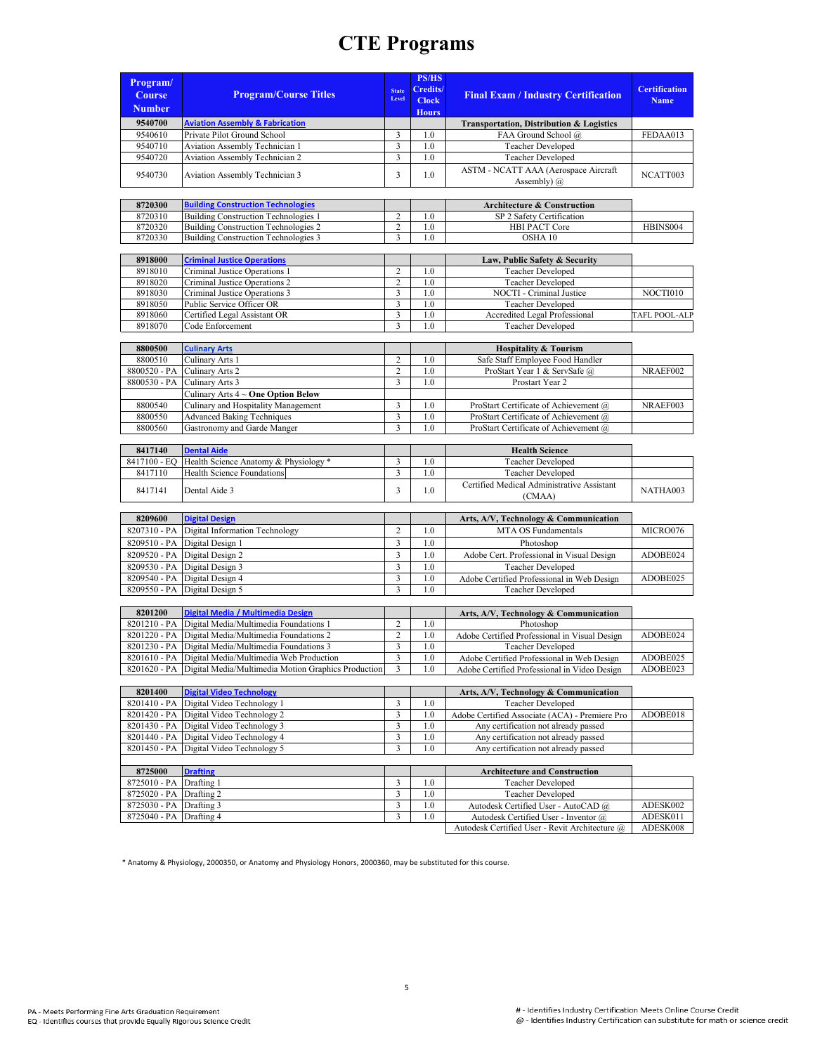# CTE Programs

| Program/ Course Number | Program/Course Titles | State Level | PS/HS Credits/ Clock Hours | Final Exam / Industry Certification | Certification Name |
|---|---|---|---|---|---|
| **9540700** | **Aviation Assembly & Fabrication** | | | **Transportation, Distribution & Logistics** | |
| 9540610 | Private Pilot Ground School | 3 | 1.0 | FAA Ground School @ | FEDAA013 |
| 9540710 | Aviation Assembly Technician 1 | 3 | 1.0 | Teacher Developed | |
| 9540720 | Aviation Assembly Technician 2 | 3 | 1.0 | Teacher Developed | |
| 9540730 | Aviation Assembly Technician 3 | 3 | 1.0 | ASTM - NCATT AAA (Aerospace Aircraft Assembly) @ | NCATT003 |
| **8720300** | **Building Construction Technologies** | | | **Architecture & Construction** | |
| 8720310 | Building Construction Technologies 1 | 2 | 1.0 | SP 2 Safety Certification | |
| 8720320 | Building Construction Technologies 2 | 2 | 1.0 | HBI PACT Core | HBINS004 |
| 8720330 | Building Construction Technologies 3 | 3 | 1.0 | OSHA 10 | |
| **8918000** | **Criminal Justice Operations** | | | **Law, Public Safety & Security** | |
| 8918010 | Criminal Justice Operations 1 | 2 | 1.0 | Teacher Developed | |
| 8918020 | Criminal Justice Operations 2 | 2 | 1.0 | Teacher Developed | |
| 8918030 | Criminal Justice Operations 3 | 3 | 1.0 | NOCTI - Criminal Justice | NOCTI010 |
| 8918050 | Public Service Officer OR | 3 | 1.0 | Teacher Developed | |
| 8918060 | Certified Legal Assistant OR | 3 | 1.0 | Accredited Legal Professional | TAFL POOL-ALP |
| 8918070 | Code Enforcement | 3 | 1.0 | Teacher Developed | |
| **8800500** | **Culinary Arts** | | | **Hospitality & Tourism** | |
| 8800510 | Culinary Arts 1 | 2 | 1.0 | Safe Staff Employee Food Handler | |
| 8800520 - PA | Culinary Arts 2 | 2 | 1.0 | ProStart Year 1 & ServSafe @ | NRAEF002 |
| 8800530 - PA | Culinary Arts 3 | 3 | 1.0 | Prostart Year 2 | |
| | Culinary Arts 4 ~ **One Option Below** | | | | |
| 8800540 | Culinary and Hospitality Management | 3 | 1.0 | ProStart Certificate of Achievement @ | NRAEF003 |
| 8800550 | Advanced Baking Techniques | 3 | 1.0 | ProStart Certificate of Achievement @ | |
| 8800560 | Gastronomy and Garde Manger | 3 | 1.0 | ProStart Certificate of Achievement @ | |
| **8417140** | **Dental Aide** | | | **Health Science** | |
| 8417100 - EQ | Health Science Anatomy & Physiology * | 3 | 1.0 | Teacher Developed | |
| 8417110 | Health Science Foundations | 3 | 1.0 | Teacher Developed | |
| 8417141 | Dental Aide 3 | 3 | 1.0 | Certified Medical Administrative Assistant (CMAA) | NATHA003 |
| **8209600** | **Digital Design** | | | **Arts, A/V, Technology & Communication** | |
| 8207310 - PA | Digital Information Technology | 2 | 1.0 | MTA OS Fundamentals | MICRO076 |
| 8209510 - PA | Digital Design 1 | 3 | 1.0 | Photoshop | |
| 8209520 - PA | Digital Design 2 | 3 | 1.0 | Adobe Cert. Professional in Visual Design | ADOBE024 |
| 8209530 - PA | Digital Design 3 | 3 | 1.0 | Teacher Developed | |
| 8209540 - PA | Digital Design 4 | 3 | 1.0 | Adobe Certified Professional in Web Design | ADOBE025 |
| 8209550 - PA | Digital Design 5 | 3 | 1.0 | Teacher Developed | |
| **8201200** | **Digital Media / Multimedia Design** | | | **Arts, A/V, Technology & Communication** | |
| 8201210 - PA | Digital Media/Multimedia Foundations 1 | 2 | 1.0 | Photoshop | |
| 8201220 - PA | Digital Media/Multimedia Foundations 2 | 2 | 1.0 | Adobe Certified Professional in Visual Design | ADOBE024 |
| 8201230 - PA | Digital Media/Multimedia Foundations 3 | 3 | 1.0 | Teacher Developed | |
| 8201610 - PA | Digital Media/Multimedia Web Production | 3 | 1.0 | Adobe Certified Professional in Web Design | ADOBE025 |
| 8201620 - PA | Digital Media/Multimedia Motion Graphics Production | 3 | 1.0 | Adobe Certified Professional in Video Design | ADOBE023 |
| **8201400** | **Digital Video Technology** | | | **Arts, A/V, Technology & Communication** | |
| 8201410 - PA | Digital Video Technology 1 | 3 | 1.0 | Teacher Developed | |
| 8201420 - PA | Digital Video Technology 2 | 3 | 1.0 | Adobe Certified Associate (ACA) - Premiere Pro | ADOBE018 |
| 8201430 - PA | Digital Video Technology 3 | 3 | 1.0 | Any certification not already passed | |
| 8201440 - PA | Digital Video Technology 4 | 3 | 1.0 | Any certification not already passed | |
| 8201450 - PA | Digital Video Technology 5 | 3 | 1.0 | Any certification not already passed | |
| **8725000** | **Drafting** | | | **Architecture and Construction** | |
| 8725010 - PA | Drafting 1 | 3 | 1.0 | Teacher Developed | |
| 8725020 - PA | Drafting 2 | 3 | 1.0 | Teacher Developed | |
| 8725030 - PA | Drafting 3 | 3 | 1.0 | Autodesk Certified User - AutoCAD @ | ADESK002 |
| 8725040 - PA | Drafting 4 | 3 | 1.0 | Autodesk Certified User - Inventor @ | ADESK011 |
| | | | | Autodesk Certified User - Revit Architecture @ | ADESK008 |

* Anatomy & Physiology, 2000350, or Anatomy and Physiology Honors, 2000360, may be substituted for this course.

PA - Meets Performing Fine Arts Graduation Requirement
EQ - Identifies courses that provide Equally Rigorous Science Credit

# - Identifies Industry Certification Meets Online Course Credit
@ - Identifies Industry Certification can substitute for math or science credit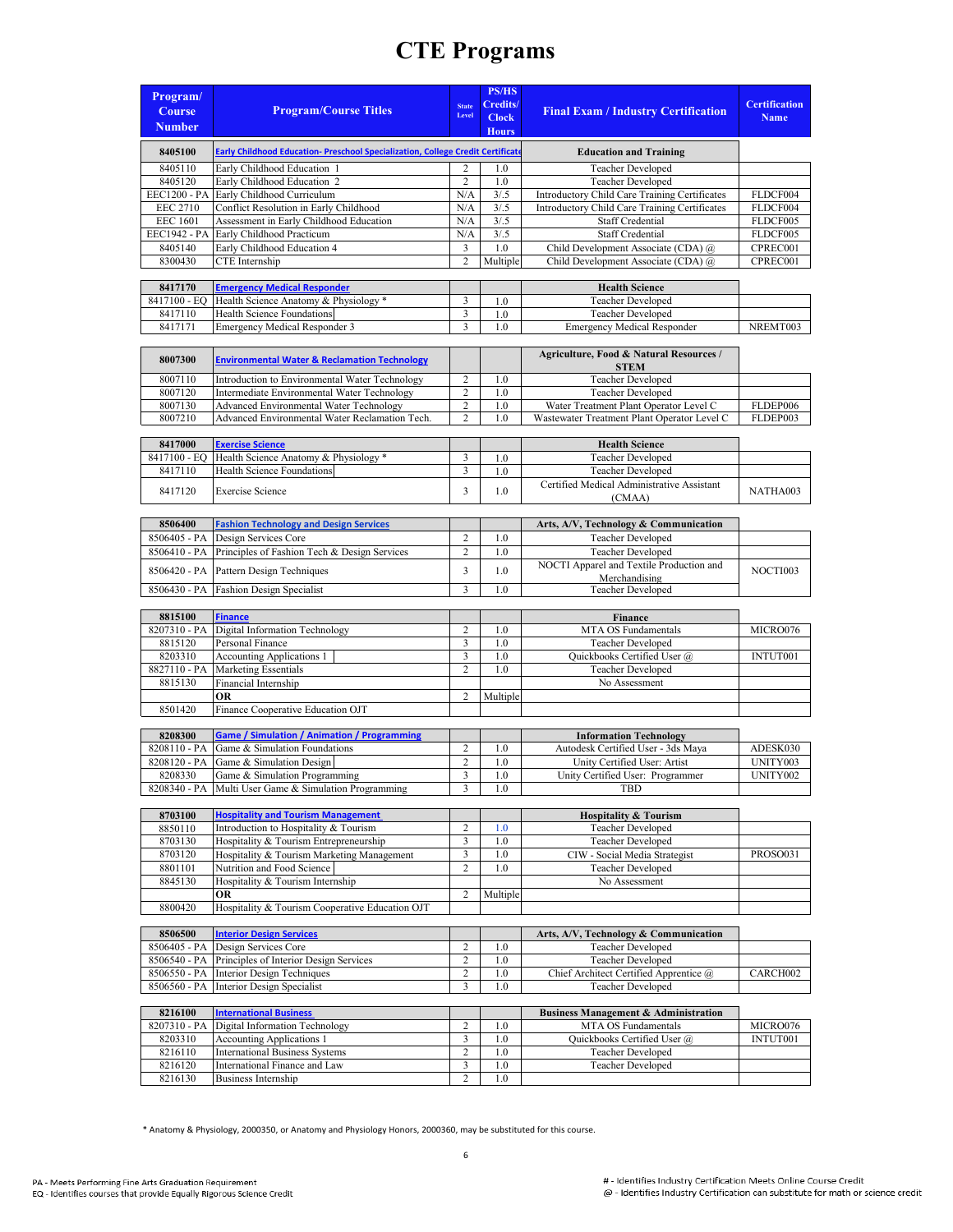# CTE Programs

| Program/ Course Number | Program/Course Titles | State Level | PS/HS Credits/ Clock Hours | Final Exam / Industry Certification | Certification Name |
|---|---|---|---|---|---|
| **8405100** | **Early Childhood Education- Preschool Specialization, College Credit Certificate** | | | **Education and Training** | |
| 8405110 | Early Childhood Education 1 | 2 | 1.0 | Teacher Developed | |
| 8405120 | Early Childhood Education 2 | 2 | 1.0 | Teacher Developed | |
| EEC1200 - PA | Early Childhood Curriculum | N/A | 3/.5 | Introductory Child Care Training Certificates | FLDCF004 |
| EEC 2710 | Conflict Resolution in Early Childhood | N/A | 3/.5 | Introductory Child Care Training Certificates | FLDCF004 |
| EEC 1601 | Assessment in Early Childhood Education | N/A | 3/.5 | Staff Credential | FLDCF005 |
| EEC1942 - PA | Early Childhood Practicum | N/A | 3/.5 | Staff Credential | FLDCF005 |
| 8405140 | Early Childhood Education 4 | 3 | 1.0 | Child Development Associate (CDA) @ | CPREC001 |
| 8300430 | CTE Internship | 2 | Multiple | Child Development Associate (CDA) @ | CPREC001 |
| **8417170** | **Emergency Medical Responder** | | | **Health Science** | |
| 8417100 - EQ | Health Science Anatomy & Physiology * | 3 | 1.0 | Teacher Developed | |
| 8417110 | Health Science Foundations | 3 | 1.0 | Teacher Developed | |
| 8417171 | Emergency Medical Responder 3 | 3 | 1.0 | Emergency Medical Responder | NREMT003 |
| **8007300** | **Environmental Water & Reclamation Technology** | | | **Agriculture, Food & Natural Resources / STEM** | |
| 8007110 | Introduction to Environmental Water Technology | 2 | 1.0 | Teacher Developed | |
| 8007120 | Intermediate Environmental Water Technology | 2 | 1.0 | Teacher Developed | |
| 8007130 | Advanced Environmental Water Technology | 2 | 1.0 | Water Treatment Plant Operator Level C | FLDEP006 |
| 8007210 | Advanced Environmental Water Reclamation Tech. | 2 | 1.0 | Wastewater Treatment Plant Operator Level C | FLDEP003 |
| **8417000** | **Exercise Science** | | | **Health Science** | |
| 8417100 - EQ | Health Science Anatomy & Physiology * | 3 | 1.0 | Teacher Developed | |
| 8417110 | Health Science Foundations | 3 | 1.0 | Teacher Developed | |
| 8417120 | Exercise Science | 3 | 1.0 | Certified Medical Administrative Assistant (CMAA) | NATHA003 |
| **8506400** | **Fashion Technology and Design Services** | | | **Arts, A/V, Technology & Communication** | |
| 8506405 - PA | Design Services Core | 2 | 1.0 | Teacher Developed | |
| 8506410 - PA | Principles of Fashion Tech & Design Services | 2 | 1.0 | Teacher Developed | |
| 8506420 - PA | Pattern Design Techniques | 3 | 1.0 | NOCTI Apparel and Textile Production and Merchandising | NOCTI003 |
| 8506430 - PA | Fashion Design Specialist | 3 | 1.0 | Teacher Developed | |
| **8815100** | **Finance** | | | **Finance** | |
| 8207310 - PA | Digital Information Technology | 2 | 1.0 | MTA OS Fundamentals | MICRO076 |
| 8815120 | Personal Finance | 3 | 1.0 | Teacher Developed | |
| 8203310 | Accounting Applications 1 | 3 | 1.0 | Quickbooks Certified User @ | INTUT001 |
| 8827110 - PA | Marketing Essentials | 2 | 1.0 | Teacher Developed | |
| 8815130 | Financial Internship | | | No Assessment | |
| | **OR** | 2 | Multiple | | |
| 8501420 | Finance Cooperative Education OJT | | | | |
| **8208300** | **Game / Simulation / Animation / Programming** | | | **Information Technology** | |
| 8208110 - PA | Game & Simulation Foundations | 2 | 1.0 | Autodesk Certified User - 3ds Maya | ADESK030 |
| 8208120 - PA | Game & Simulation Design | 2 | 1.0 | Unity Certified User: Artist | UNITY003 |
| 8208330 | Game & Simulation Programming | 3 | 1.0 | Unity Certified User: Programmer | UNITY002 |
| 8208340 - PA | Multi User Game & Simulation Programming | 3 | 1.0 | TBD | |
| **8703100** | **Hospitality and Tourism Management** | | | **Hospitality & Tourism** | |
| 8850110 | Introduction to Hospitality & Tourism | 2 | 1.0 | Teacher Developed | |
| 8703130 | Hospitality & Tourism Entrepreneurship | 3 | 1.0 | Teacher Developed | |
| 8703120 | Hospitality & Tourism Marketing Management | 3 | 1.0 | CIW - Social Media Strategist | PROSO031 |
| 8801101 | Nutrition and Food Science | 2 | 1.0 | Teacher Developed | |
| 8845130 | Hospitality & Tourism Internship | | | No Assessment | |
| | **OR** | 2 | Multiple | | |
| 8800420 | Hospitality & Tourism Cooperative Education OJT | | | | |
| **8506500** | **Interior Design Services** | | | **Arts, A/V, Technology & Communication** | |
| 8506405 - PA | Design Services Core | 2 | 1.0 | Teacher Developed | |
| 8506540 - PA | Principles of Interior Design Services | 2 | 1.0 | Teacher Developed | |
| 8506550 - PA | Interior Design Techniques | 2 | 1.0 | Chief Architect Certified Apprentice @ | CARCH002 |
| 8506560 - PA | Interior Design Specialist | 3 | 1.0 | Teacher Developed | |
| **8216100** | **International Business** | | | **Business Management & Administration** | |
| 8207310 - PA | Digital Information Technology | 2 | 1.0 | MTA OS Fundamentals | MICRO076 |
| 8203310 | Accounting Applications 1 | 3 | 1.0 | Quickbooks Certified User @ | INTUT001 |
| 8216110 | International Business Systems | 2 | 1.0 | Teacher Developed | |
| 8216120 | International Finance and Law | 3 | 1.0 | Teacher Developed | |
| 8216130 | Business Internship | 2 | 1.0 | | |

* Anatomy & Physiology, 2000350, or Anatomy and Physiology Honors, 2000360, may be substituted for this course.

PA - Meets Performing Fine Arts Graduation Requirement
EQ - Identifies courses that provide Equally Rigorous Science Credit

# - Identifies Industry Certification Meets Online Course Credit
@ - Identifies Industry Certification can substitute for math or science credit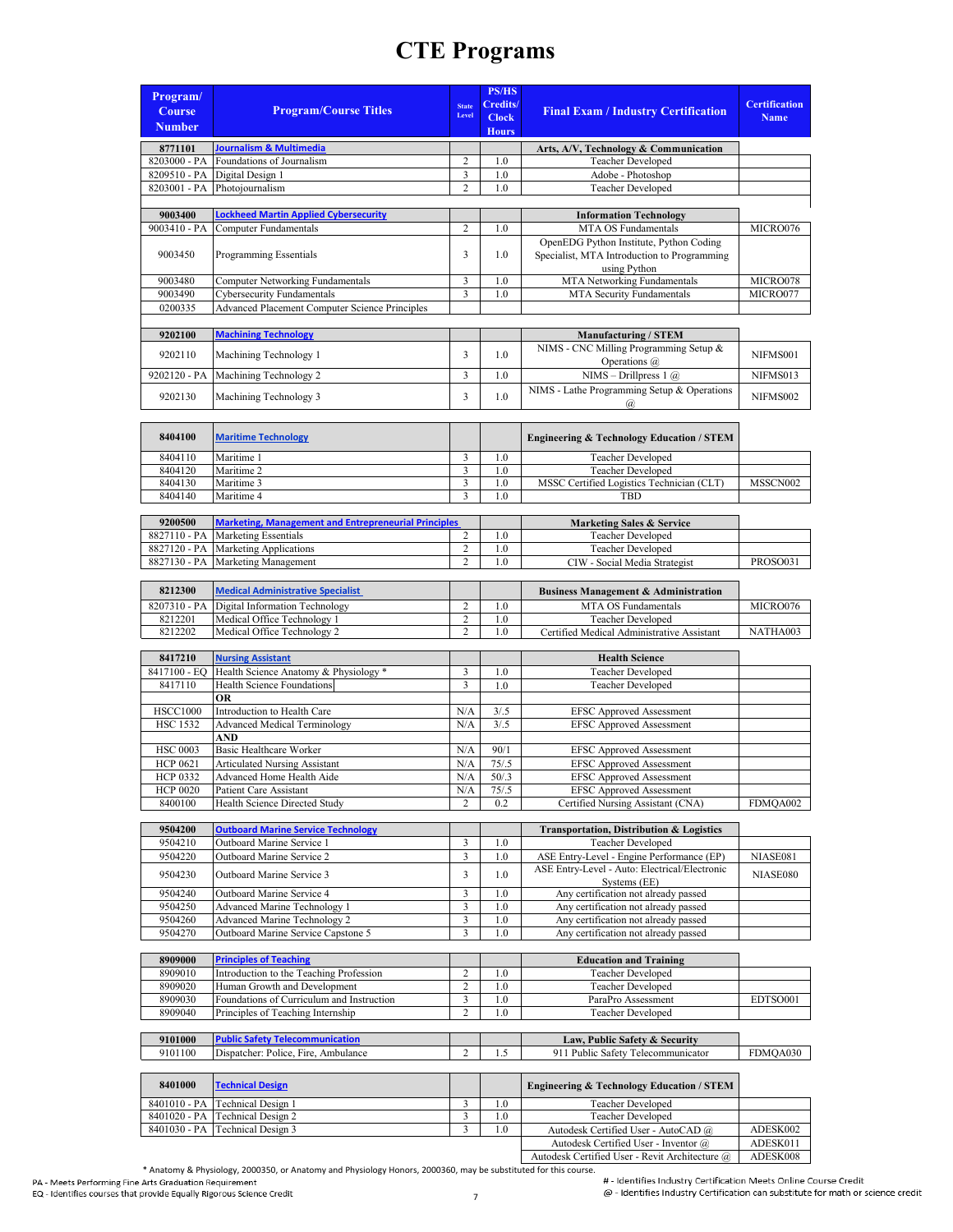# CTE Programs

| Program/ Course Number | Program/Course Titles | State Level | PS/HS Credits/ Clock Hours | Final Exam / Industry Certification | Certification Name |
|---|---|---|---|---|---|
| **8771101** | **Journalism & Multimedia** | | | **Arts, A/V, Technology & Communication** | |
| 8203000 - PA | Foundations of Journalism | 2 | 1.0 | Teacher Developed | |
| 8209510 - PA | Digital Design 1 | 3 | 1.0 | Adobe - Photoshop | |
| 8203001 - PA | Photojournalism | 2 | 1.0 | Teacher Developed | |
| | | | | | |
| **9003400** | **Lockheed Martin Applied Cybersecurity** | | | **Information Technology** | |
| 9003410 - PA | Computer Fundamentals | 2 | 1.0 | MTA OS Fundamentals | MICRO076 |
| 9003450 | Programming Essentials | 3 | 1.0 | OpenEDG Python Institute, Python Coding Specialist, MTA Introduction to Programming using Python | |
| 9003480 | Computer Networking Fundamentals | 3 | 1.0 | MTA Networking Fundamentals | MICRO078 |
| 9003490 | Cybersecurity Fundamentals | 3 | 1.0 | MTA Security Fundamentals | MICRO077 |
| 0200335 | Advanced Placement Computer Science Principles | | | | |
| | | | | | |
| **9202100** | **Machining Technology** | | | **Manufacturing / STEM** | |
| 9202110 | Machining Technology 1 | 3 | 1.0 | NIMS - CNC Milling Programming Setup & Operations @ | NIFMS001 |
| 9202120 - PA | Machining Technology 2 | 3 | 1.0 | NIMS – Drillpress 1 @ | NIFMS013 |
| 9202130 | Machining Technology 3 | 3 | 1.0 | NIMS - Lathe Programming Setup & Operations @ | NIFMS002 |
| | | | | | |
| **8404100** | **Maritime Technology** | | | **Engineering & Technology Education / STEM** | |
| 8404110 | Maritime 1 | 3 | 1.0 | Teacher Developed | |
| 8404120 | Maritime 2 | 3 | 1.0 | Teacher Developed | |
| 8404130 | Maritime 3 | 3 | 1.0 | MSSC Certified Logistics Technician (CLT) | MSSCN002 |
| 8404140 | Maritime 4 | 3 | 1.0 | TBD | |
| | | | | | |
| **9200500** | **Marketing, Management and Entrepreneurial Principles** | | | **Marketing Sales & Service** | |
| 8827110 - PA | Marketing Essentials | 2 | 1.0 | Teacher Developed | |
| 8827120 - PA | Marketing Applications | 2 | 1.0 | Teacher Developed | |
| 8827130 - PA | Marketing Management | 2 | 1.0 | CIW - Social Media Strategist | PROSO031 |
| | | | | | |
| **8212300** | **Medical Administrative Specialist** | | | **Business Management & Administration** | |
| 8207310 - PA | Digital Information Technology | 2 | 1.0 | MTA OS Fundamentals | MICRO076 |
| 8212201 | Medical Office Technology 1 | 2 | 1.0 | Teacher Developed | |
| 8212202 | Medical Office Technology 2 | 2 | 1.0 | Certified Medical Administrative Assistant | NATHA003 |
| | | | | | |
| **8417210** | **Nursing Assistant** | | | **Health Science** | |
| 8417100 - EQ | Health Science Anatomy & Physiology * | 3 | 1.0 | Teacher Developed | |
| 8417110 | Health Science Foundations | 3 | 1.0 | Teacher Developed | |
| | **OR** | | | | |
| HSCC1000 | Introduction to Health Care | N/A | 3/.5 | EFSC Approved Assessment | |
| HSC 1532 | Advanced Medical Terminology | N/A | 3/.5 | EFSC Approved Assessment | |
| | **AND** | | | | |
| HSC 0003 | Basic Healthcare Worker | N/A | 90/1 | EFSC Approved Assessment | |
| HCP 0621 | Articulated Nursing Assistant | N/A | 75/.5 | EFSC Approved Assessment | |
| HCP 0332 | Advanced Home Health Aide | N/A | 50/.3 | EFSC Approved Assessment | |
| HCP 0020 | Patient Care Assistant | N/A | 75/.5 | EFSC Approved Assessment | |
| 8400100 | Health Science Directed Study | 2 | 0.2 | Certified Nursing Assistant (CNA) | FDMQA002 |
| | | | | | |
| **9504200** | **Outboard Marine Service Technology** | | | **Transportation, Distribution & Logistics** | |
| 9504210 | Outboard Marine Service 1 | 3 | 1.0 | Teacher Developed | |
| 9504220 | Outboard Marine Service 2 | 3 | 1.0 | ASE Entry-Level - Engine Performance (EP) | NIASE081 |
| 9504230 | Outboard Marine Service 3 | 3 | 1.0 | ASE Entry-Level - Auto: Electrical/Electronic Systems (EE) | NIASE080 |
| 9504240 | Outboard Marine Service 4 | 3 | 1.0 | Any certification not already passed | |
| 9504250 | Advanced Marine Technology 1 | 3 | 1.0 | Any certification not already passed | |
| 9504260 | Advanced Marine Technology 2 | 3 | 1.0 | Any certification not already passed | |
| 9504270 | Outboard Marine Service Capstone 5 | 3 | 1.0 | Any certification not already passed | |
| | | | | | |
| **8909000** | **Principles of Teaching** | | | **Education and Training** | |
| 8909010 | Introduction to the Teaching Profession | 2 | 1.0 | Teacher Developed | |
| 8909020 | Human Growth and Development | 2 | 1.0 | Teacher Developed | |
| 8909030 | Foundations of Curriculum and Instruction | 3 | 1.0 | ParaPro Assessment | EDTSO001 |
| 8909040 | Principles of Teaching Internship | 2 | 1.0 | Teacher Developed | |
| | | | | | |
| **9101000** | **Public Safety Telecommunication** | | | **Law, Public Safety & Security** | |
| 9101100 | Dispatcher: Police, Fire, Ambulance | 2 | 1.5 | 911 Public Safety Telecommunicator | FDMQA030 |
| | | | | | |
| **8401000** | **Technical Design** | | | **Engineering & Technology Education / STEM** | |
| 8401010 - PA | Technical Design 1 | 3 | 1.0 | Teacher Developed | |
| 8401020 - PA | Technical Design 2 | 3 | 1.0 | Teacher Developed | |
| 8401030 - PA | Technical Design 3 | 3 | 1.0 | Autodesk Certified User - AutoCAD @ | ADESK002 |
| | | | | Autodesk Certified User - Inventor @ | ADESK011 |
| | | | | Autodesk Certified User - Revit Architecture @ | ADESK008 |

\* Anatomy & Physiology, 2000350, or Anatomy and Physiology Honors, 2000360, may be substituted for this course.

PA - Meets Performing Fine Arts Graduation Requirement
EQ - Identifies courses that provide Equally Rigorous Science Credit

# - Identifies Industry Certification Meets Online Course Credit
@ - Identifies Industry Certification can substitute for math or science credit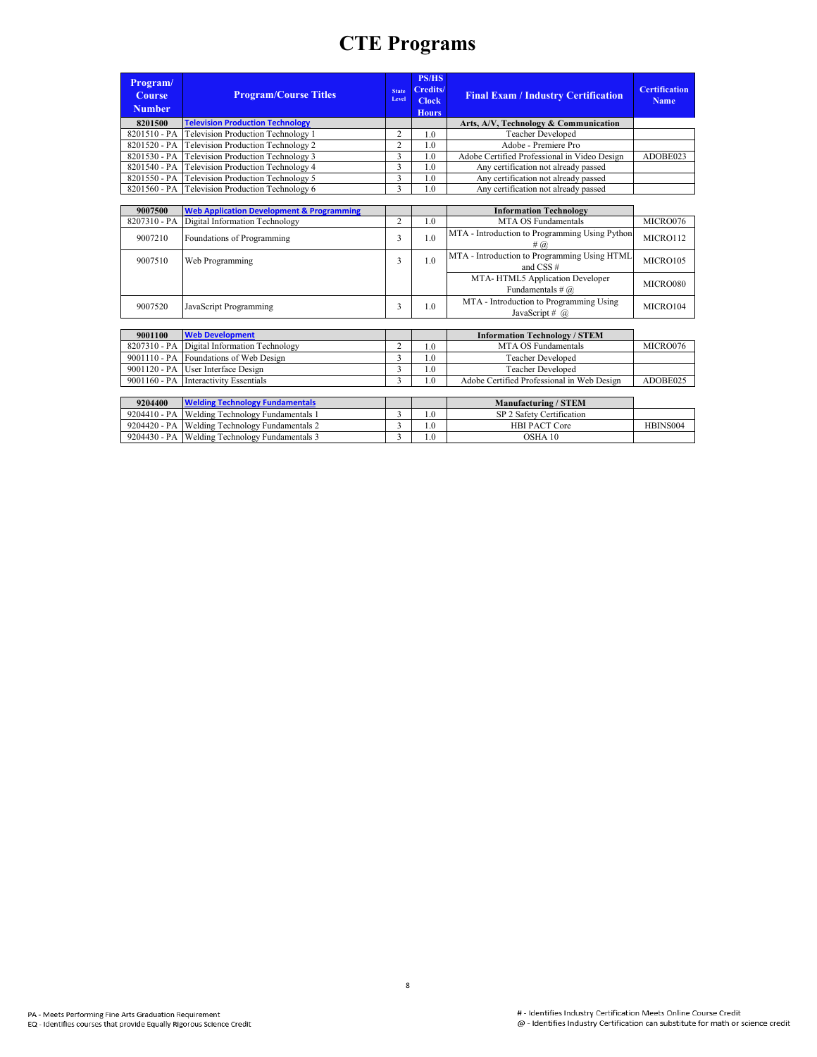# CTE Programs

| Program/ Course Number | Program/Course Titles | State Level | PS/HS Credits/ Clock Hours | Final Exam / Industry Certification | Certification Name |
|---|---|---|---|---|---|
| **8201500** | **Television Production Technology** | | | **Arts, A/V, Technology & Communication** | |
| 8201510 - PA | Television Production Technology 1 | 2 | 1.0 | Teacher Developed | |
| 8201520 - PA | Television Production Technology 2 | 2 | 1.0 | Adobe - Premiere Pro | |
| 8201530 - PA | Television Production Technology 3 | 3 | 1.0 | Adobe Certified Professional in Video Design | ADOBE023 |
| 8201540 - PA | Television Production Technology 4 | 3 | 1.0 | Any certification not already passed | |
| 8201550 - PA | Television Production Technology 5 | 3 | 1.0 | Any certification not already passed | |
| 8201560 - PA | Television Production Technology 6 | 3 | 1.0 | Any certification not already passed | |
| **9007500** | **Web Application Development & Programming** | | | **Information Technology** | |
| 8207310 - PA | Digital Information Technology | 2 | 1.0 | MTA OS Fundamentals | MICRO076 |
| 9007210 | Foundations of Programming | 3 | 1.0 | MTA - Introduction to Programming Using Python # @ | MICRO112 |
| 9007510 | Web Programming | 3 | 1.0 | MTA - Introduction to Programming Using HTML and CSS # | MICRO105 |
| | | | | MTA- HTML5 Application Developer Fundamentals # @ | MICRO080 |
| 9007520 | JavaScript Programming | 3 | 1.0 | MTA - Introduction to Programming Using JavaScript # @ | MICRO104 |
| **9001100** | **Web Development** | | | **Information Technology / STEM** | |
| 8207310 - PA | Digital Information Technology | 2 | 1.0 | MTA OS Fundamentals | MICRO076 |
| 9001110 - PA | Foundations of Web Design | 3 | 1.0 | Teacher Developed | |
| 9001120 - PA | User Interface Design | 3 | 1.0 | Teacher Developed | |
| 9001160 - PA | Interactivity Essentials | 3 | 1.0 | Adobe Certified Professional in Web Design | ADOBE025 |
| **9204400** | **Welding Technology Fundamentals** | | | **Manufacturing / STEM** | |
| 9204410 - PA | Welding Technology Fundamentals 1 | 3 | 1.0 | SP 2 Safety Certification | |
| 9204420 - PA | Welding Technology Fundamentals 2 | 3 | 1.0 | HBI PACT Core | HBINS004 |
| 9204430 - PA | Welding Technology Fundamentals 3 | 3 | 1.0 | OSHA 10 | |

PA - Meets Performing Fine Arts Graduation Requirement
EQ - Identifies courses that provide Equally Rigorous Science Credit

# - Identifies Industry Certification Meets Online Course Credit
@ - Identifies Industry Certification can substitute for math or science credit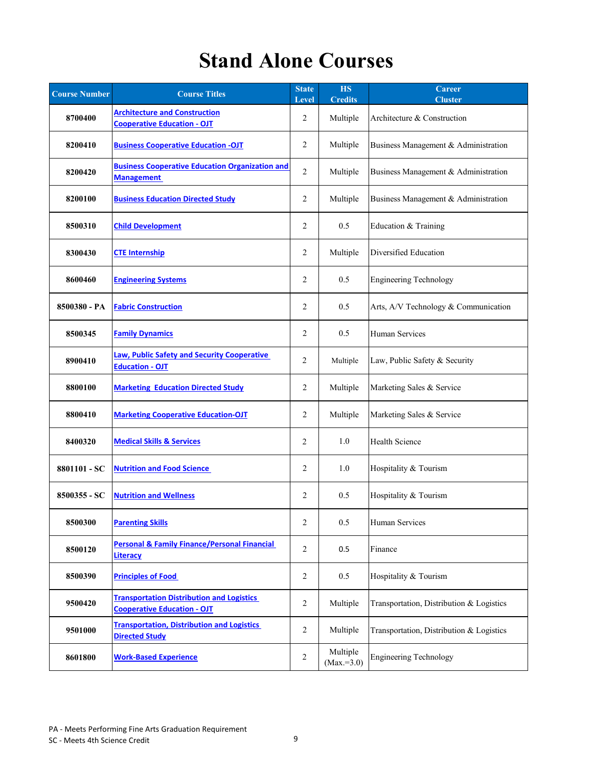# Stand Alone Courses

| Course Number | Course Titles | State Level | HS Credits | Career Cluster |
|---|---|---|---|---|
| 8700400 | Architecture and Construction Cooperative Education - OJT | 2 | Multiple | Architecture & Construction |
| 8200410 | Business Cooperative Education -OJT | 2 | Multiple | Business Management & Administration |
| 8200420 | Business Cooperative Education Organization and Management | 2 | Multiple | Business Management & Administration |
| 8200100 | Business Education Directed Study | 2 | Multiple | Business Management & Administration |
| 8500310 | Child Development | 2 | 0.5 | Education & Training |
| 8300430 | CTE Internship | 2 | Multiple | Diversified Education |
| 8600460 | Engineering Systems | 2 | 0.5 | Engineering Technology |
| 8500380 - PA | Fabric Construction | 2 | 0.5 | Arts, A/V Technology & Communication |
| 8500345 | Family Dynamics | 2 | 0.5 | Human Services |
| 8900410 | Law, Public Safety and Security Cooperative Education - OJT | 2 | Multiple | Law, Public Safety & Security |
| 8800100 | Marketing Education Directed Study | 2 | Multiple | Marketing Sales & Service |
| 8800410 | Marketing Cooperative Education-OJT | 2 | Multiple | Marketing Sales & Service |
| 8400320 | Medical Skills & Services | 2 | 1.0 | Health Science |
| 8801101 - SC | Nutrition and Food Science | 2 | 1.0 | Hospitality & Tourism |
| 8500355 - SC | Nutrition and Wellness | 2 | 0.5 | Hospitality & Tourism |
| 8500300 | Parenting Skills | 2 | 0.5 | Human Services |
| 8500120 | Personal & Family Finance/Personal Financial Literacy | 2 | 0.5 | Finance |
| 8500390 | Principles of Food | 2 | 0.5 | Hospitality & Tourism |
| 9500420 | Transportation Distribution and Logistics Cooperative Education - OJT | 2 | Multiple | Transportation, Distribution & Logistics |
| 9501000 | Transportation, Distribution and Logistics Directed Study | 2 | Multiple | Transportation, Distribution & Logistics |
| 8601800 | Work-Based Experience | 2 | Multiple (Max.=3.0) | Engineering Technology |

PA - Meets Performing Fine Arts Graduation Requirement
SC - Meets 4th Science Credit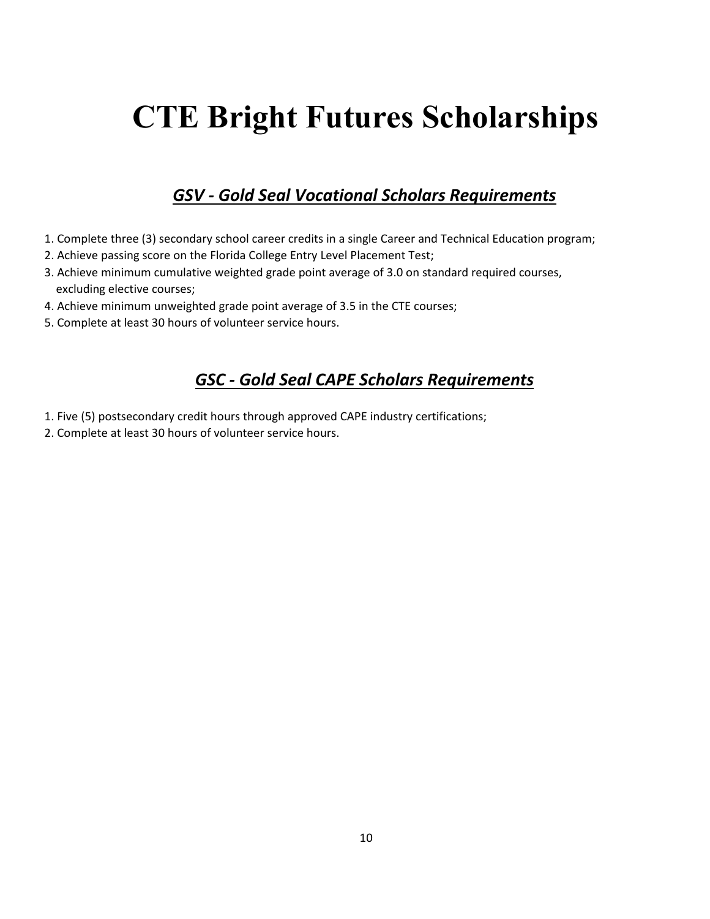# CTE Bright Futures Scholarships

## *GSV - Gold Seal Vocational Scholars Requirements*

1. Complete three (3) secondary school career credits in a single Career and Technical Education program;
2. Achieve passing score on the Florida College Entry Level Placement Test;
3. Achieve minimum cumulative weighted grade point average of 3.0 on standard required courses, excluding elective courses;
4. Achieve minimum unweighted grade point average of 3.5 in the CTE courses;
5. Complete at least 30 hours of volunteer service hours.

## *GSC - Gold Seal CAPE Scholars Requirements*

1. Five (5) postsecondary credit hours through approved CAPE industry certifications;
2. Complete at least 30 hours of volunteer service hours.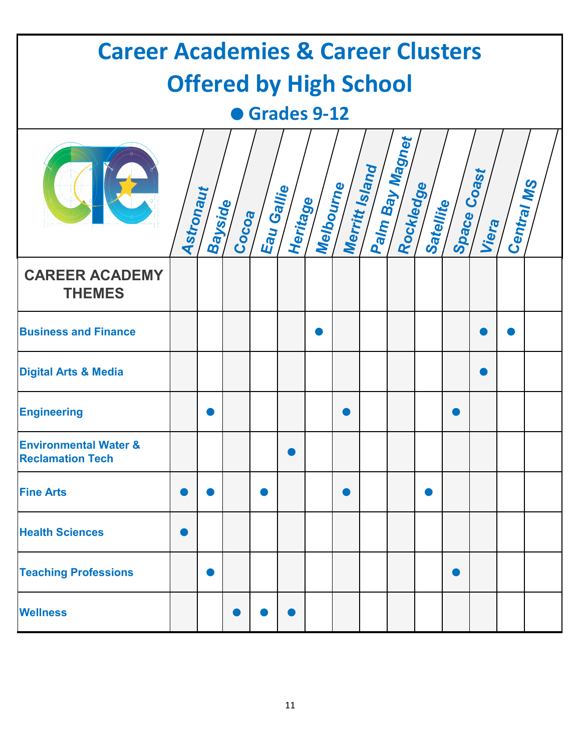# Career Academies & Career Clusters Offered by High School

## ● Grades 9-12

| CAREER ACADEMY THEMES | Astronaut | Bayside | Cocoa | Eau Gallie | Heritage | Melbourne | Merritt Island | Palm Bay Magnet | Rockledge | Satellite | Space Coast | Viera | Central MS |
|---|---|---|---|---|---|---|---|---|---|---|---|---|---|
| Business and Finance | | | | | | ● | | | | | | ● | ● |
| Digital Arts & Media | | | | | | | | | | | | ● | |
| Engineering | | ● | | | | | ● | | | | ● | | |
| Environmental Water & Reclamation Tech | | | | | ● | | | | | | | | |
| Fine Arts | ● | ● | | ● | | | ● | | | ● | | | |
| Health Sciences | ● | | | | | | | | | | | | |
| Teaching Professions | | ● | | | | | | | | | ● | | |
| Wellness | | | ● | ● | ● | | | | | | | | |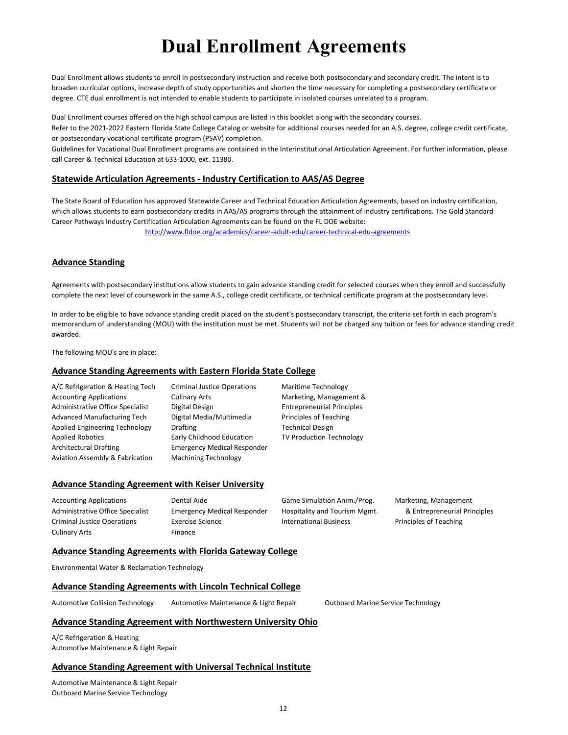# Dual Enrollment Agreements

Dual Enrollment allows students to enroll in postsecondary instruction and receive both postsecondary and secondary credit. The intent is to broaden curricular options, increase depth of study opportunities and shorten the time necessary for completing a postsecondary certificate or degree. CTE dual enrollment is not intended to enable students to participate in isolated courses unrelated to a program.

Dual Enrollment courses offered on the high school campus are listed in this booklet along with the secondary courses.
Refer to the 2021-2022 Eastern Florida State College Catalog or website for additional courses needed for an A.S. degree, college credit certificate, or postsecondary vocational certificate program (PSAV) completion.
Guidelines for Vocational Dual Enrollment programs are contained in the Interinstitutional Articulation Agreement. For further information, please call Career & Technical Education at 633-1000, ext. 11380.

## Statewide Articulation Agreements - Industry Certification to AAS/AS Degree

The State Board of Education has approved Statewide Career and Technical Education Articulation Agreements, based on industry certification, which allows students to earn postsecondary credits in AAS/AS programs through the attainment of industry certifications. The Gold Standard Career Pathways Industry Certification Articulation Agreements can be found on the FL DOE website:
http://www.fldoe.org/academics/career-adult-edu/career-technical-edu-agreements

## Advance Standing

Agreements with postsecondary institutions allow students to gain advance standing credit for selected courses when they enroll and successfully complete the next level of coursework in the same A.S., college credit certificate, or technical certificate program at the postsecondary level.

In order to be eligible to have advance standing credit placed on the student's postsecondary transcript, the criteria set forth in each program's memorandum of understanding (MOU) with the institution must be met. Students will not be charged any tuition or fees for advance standing credit awarded.

The following MOU's are in place:

## Advance Standing Agreements with Eastern Florida State College

- A/C Refrigeration & Heating Tech
- Accounting Applications
- Administrative Office Specialist
- Advanced Manufacturing Tech
- Applied Engineering Technology
- Applied Robotics
- Architectural Drafting
- Aviation Assembly & Fabrication
- Criminal Justice Operations
- Culinary Arts
- Digital Design
- Digital Media/Multimedia
- Drafting
- Early Childhood Education
- Emergency Medical Responder
- Machining Technology
- Maritime Technology
- Marketing, Management & Entrepreneurial Principles
- Principles of Teaching
- Technical Design
- TV Production Technology

## Advance Standing Agreement with Keiser University

- Accounting Applications
- Administrative Office Specialist
- Criminal Justice Operations
- Culinary Arts
- Dental Aide
- Emergency Medical Responder
- Exercise Science
- Finance
- Game Simulation Anim./Prog.
- Hospitality and Tourism Mgmt.
- International Business
- Marketing, Management & Entrepreneurial Principles
- Principles of Teaching

## Advance Standing Agreements with Florida Gateway College

- Environmental Water & Reclamation Technology

## Advance Standing Agreements with Lincoln Technical College

- Automotive Collision Technology
- Automotive Maintenance & Light Repair
- Outboard Marine Service Technology

## Advance Standing Agreement with Northwestern University Ohio

- A/C Refrigeration & Heating
- Automotive Maintenance & Light Repair

## Advance Standing Agreement with Universal Technical Institute

- Automotive Maintenance & Light Repair
- Outboard Marine Service Technology